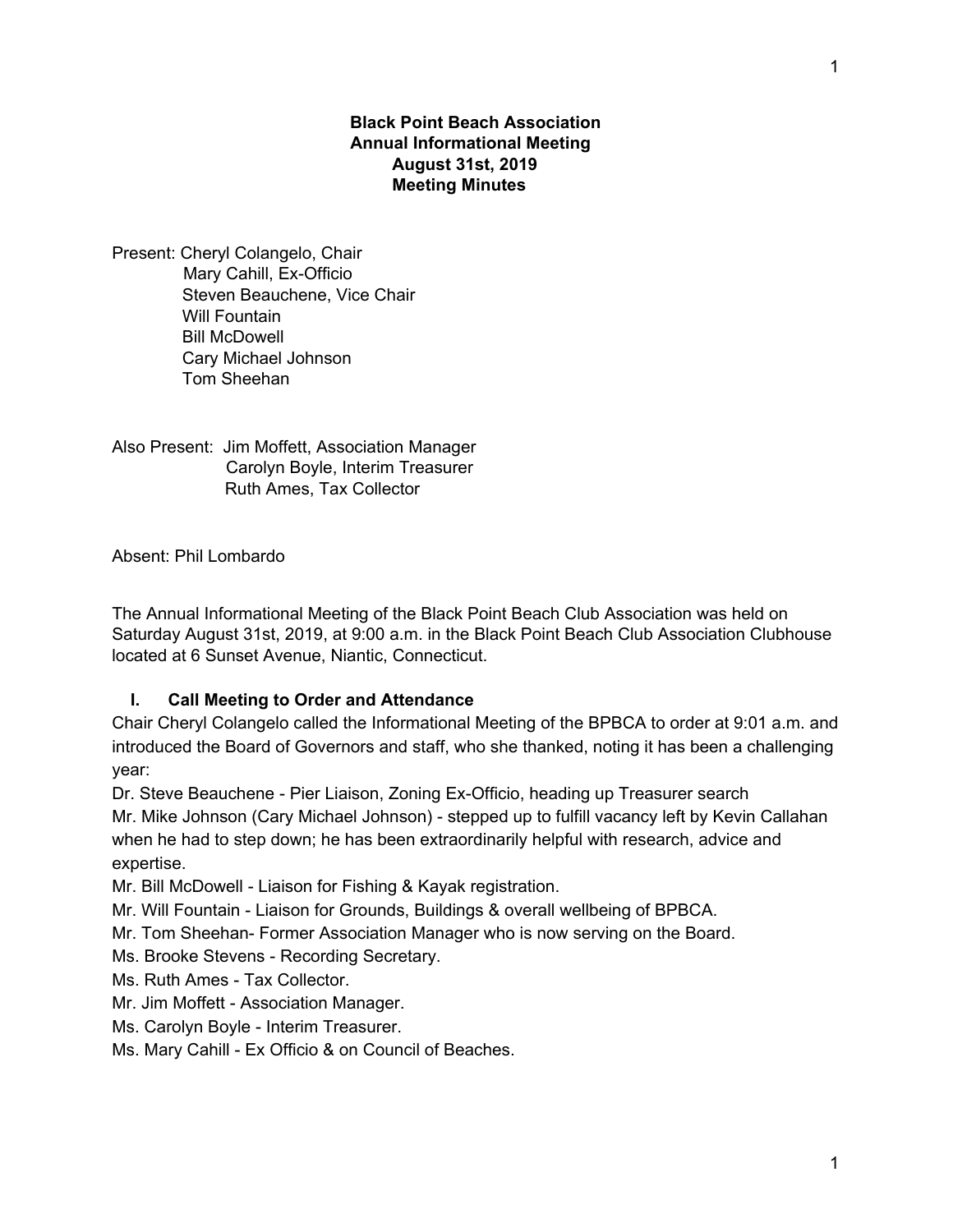**Black Point Beach Association**
**Annual Informational Meeting**
**August 31st, 2019**
**Meeting Minutes**

Present: Cheryl Colangelo, Chair
Mary Cahill, Ex-Officio
Steven Beauchene, Vice Chair
Will Fountain
Bill McDowell
Cary Michael Johnson
Tom Sheehan

Also Present: Jim Moffett, Association Manager
Carolyn Boyle, Interim Treasurer
Ruth Ames, Tax Collector

Absent: Phil Lombardo

The Annual Informational Meeting of the Black Point Beach Club Association was held on Saturday August 31st, 2019, at 9:00 a.m. in the Black Point Beach Club Association Clubhouse located at 6 Sunset Avenue, Niantic, Connecticut.

## I. Call Meeting to Order and Attendance

Chair Cheryl Colangelo called the Informational Meeting of the BPBCA to order at 9:01 a.m. and introduced the Board of Governors and staff, who she thanked, noting it has been a challenging year:

Dr. Steve Beauchene - Pier Liaison, Zoning Ex-Officio, heading up Treasurer search
Mr. Mike Johnson (Cary Michael Johnson) - stepped up to fulfill vacancy left by Kevin Callahan when he had to step down; he has been extraordinarily helpful with research, advice and expertise.
Mr. Bill McDowell - Liaison for Fishing & Kayak registration.
Mr. Will Fountain - Liaison for Grounds, Buildings & overall wellbeing of BPBCA.
Mr. Tom Sheehan- Former Association Manager who is now serving on the Board.
Ms. Brooke Stevens - Recording Secretary.
Ms. Ruth Ames - Tax Collector.
Mr. Jim Moffett - Association Manager.
Ms. Carolyn Boyle - Interim Treasurer.
Ms. Mary Cahill - Ex Officio & on Council of Beaches.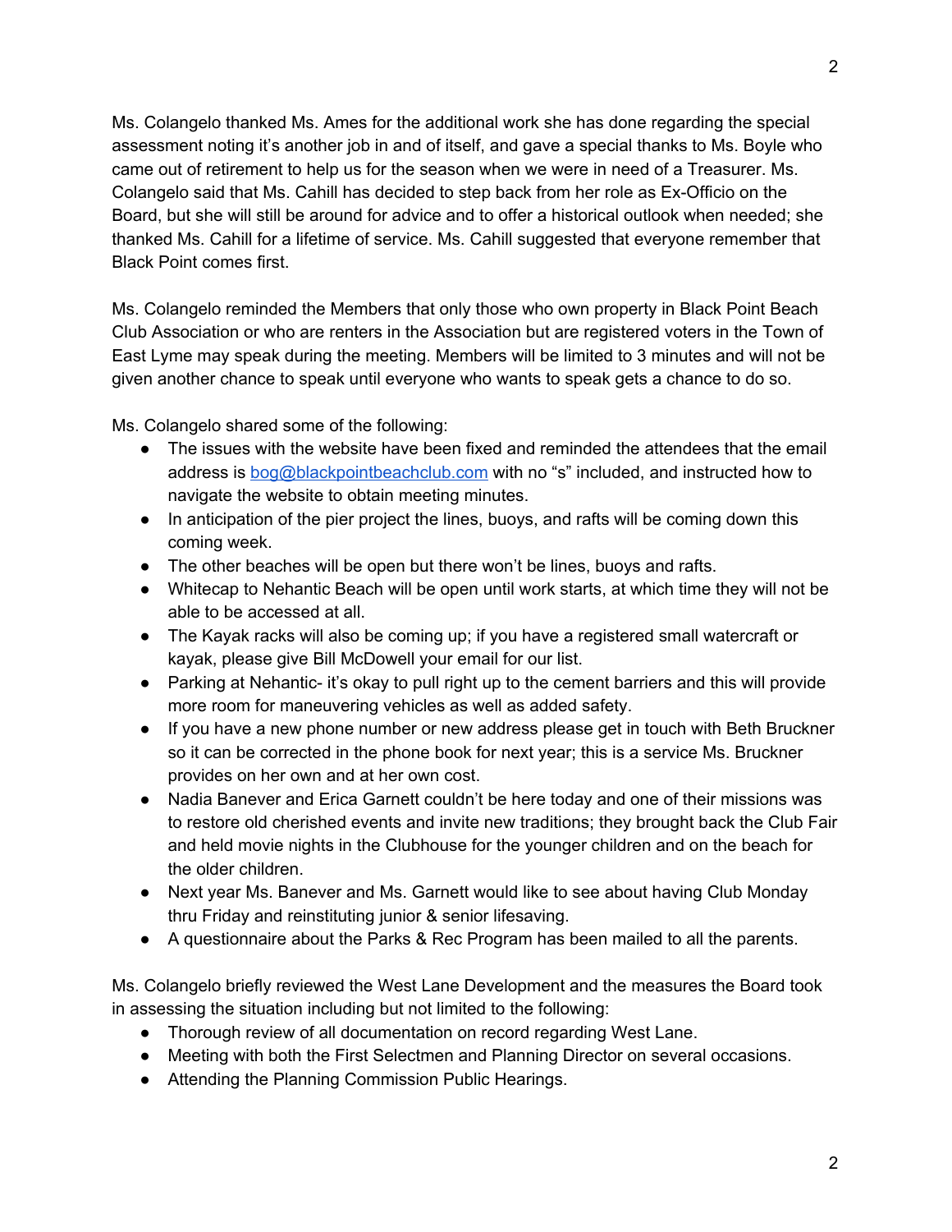Ms. Colangelo thanked Ms. Ames for the additional work she has done regarding the special assessment noting it's another job in and of itself, and gave a special thanks to Ms. Boyle who came out of retirement to help us for the season when we were in need of a Treasurer. Ms. Colangelo said that Ms. Cahill has decided to step back from her role as Ex-Officio on the Board, but she will still be around for advice and to offer a historical outlook when needed; she thanked Ms. Cahill for a lifetime of service. Ms. Cahill suggested that everyone remember that Black Point comes first.

Ms. Colangelo reminded the Members that only those who own property in Black Point Beach Club Association or who are renters in the Association but are registered voters in the Town of East Lyme may speak during the meeting. Members will be limited to 3 minutes and will not be given another chance to speak until everyone who wants to speak gets a chance to do so.

Ms. Colangelo shared some of the following:

- The issues with the website have been fixed and reminded the attendees that the email address is bog@blackpointbeachclub.com with no "s" included, and instructed how to navigate the website to obtain meeting minutes.
- In anticipation of the pier project the lines, buoys, and rafts will be coming down this coming week.
- The other beaches will be open but there won't be lines, buoys and rafts.
- Whitecap to Nehantic Beach will be open until work starts, at which time they will not be able to be accessed at all.
- The Kayak racks will also be coming up; if you have a registered small watercraft or kayak, please give Bill McDowell your email for our list.
- Parking at Nehantic- it's okay to pull right up to the cement barriers and this will provide more room for maneuvering vehicles as well as added safety.
- If you have a new phone number or new address please get in touch with Beth Bruckner so it can be corrected in the phone book for next year; this is a service Ms. Bruckner provides on her own and at her own cost.
- Nadia Banever and Erica Garnett couldn't be here today and one of their missions was to restore old cherished events and invite new traditions; they brought back the Club Fair and held movie nights in the Clubhouse for the younger children and on the beach for the older children.
- Next year Ms. Banever and Ms. Garnett would like to see about having Club Monday thru Friday and reinstituting junior & senior lifesaving.
- A questionnaire about the Parks & Rec Program has been mailed to all the parents.

Ms. Colangelo briefly reviewed the West Lane Development and the measures the Board took in assessing the situation including but not limited to the following:

- Thorough review of all documentation on record regarding West Lane.
- Meeting with both the First Selectmen and Planning Director on several occasions.
- Attending the Planning Commission Public Hearings.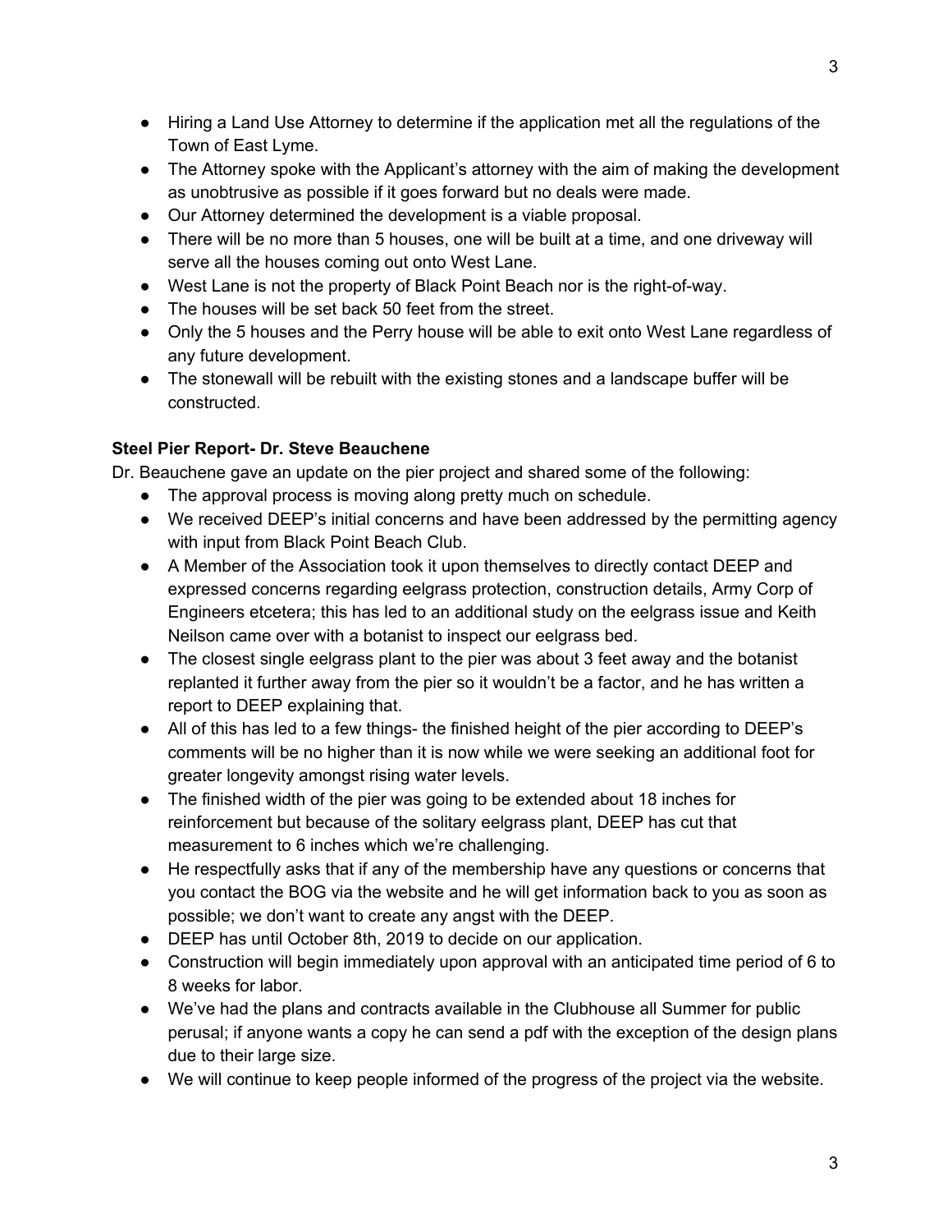- Hiring a Land Use Attorney to determine if the application met all the regulations of the Town of East Lyme.
- The Attorney spoke with the Applicant's attorney with the aim of making the development as unobtrusive as possible if it goes forward but no deals were made.
- Our Attorney determined the development is a viable proposal.
- There will be no more than 5 houses, one will be built at a time, and one driveway will serve all the houses coming out onto West Lane.
- West Lane is not the property of Black Point Beach nor is the right-of-way.
- The houses will be set back 50 feet from the street.
- Only the 5 houses and the Perry house will be able to exit onto West Lane regardless of any future development.
- The stonewall will be rebuilt with the existing stones and a landscape buffer will be constructed.

**Steel Pier Report- Dr. Steve Beauchene**

Dr. Beauchene gave an update on the pier project and shared some of the following:

- The approval process is moving along pretty much on schedule.
- We received DEEP's initial concerns and have been addressed by the permitting agency with input from Black Point Beach Club.
- A Member of the Association took it upon themselves to directly contact DEEP and expressed concerns regarding eelgrass protection, construction details, Army Corp of Engineers etcetera; this has led to an additional study on the eelgrass issue and Keith Neilson came over with a botanist to inspect our eelgrass bed.
- The closest single eelgrass plant to the pier was about 3 feet away and the botanist replanted it further away from the pier so it wouldn't be a factor, and he has written a report to DEEP explaining that.
- All of this has led to a few things- the finished height of the pier according to DEEP's comments will be no higher than it is now while we were seeking an additional foot for greater longevity amongst rising water levels.
- The finished width of the pier was going to be extended about 18 inches for reinforcement but because of the solitary eelgrass plant, DEEP has cut that measurement to 6 inches which we're challenging.
- He respectfully asks that if any of the membership have any questions or concerns that you contact the BOG via the website and he will get information back to you as soon as possible; we don't want to create any angst with the DEEP.
- DEEP has until October 8th, 2019 to decide on our application.
- Construction will begin immediately upon approval with an anticipated time period of 6 to 8 weeks for labor.
- We've had the plans and contracts available in the Clubhouse all Summer for public perusal; if anyone wants a copy he can send a pdf with the exception of the design plans due to their large size.
- We will continue to keep people informed of the progress of the project via the website.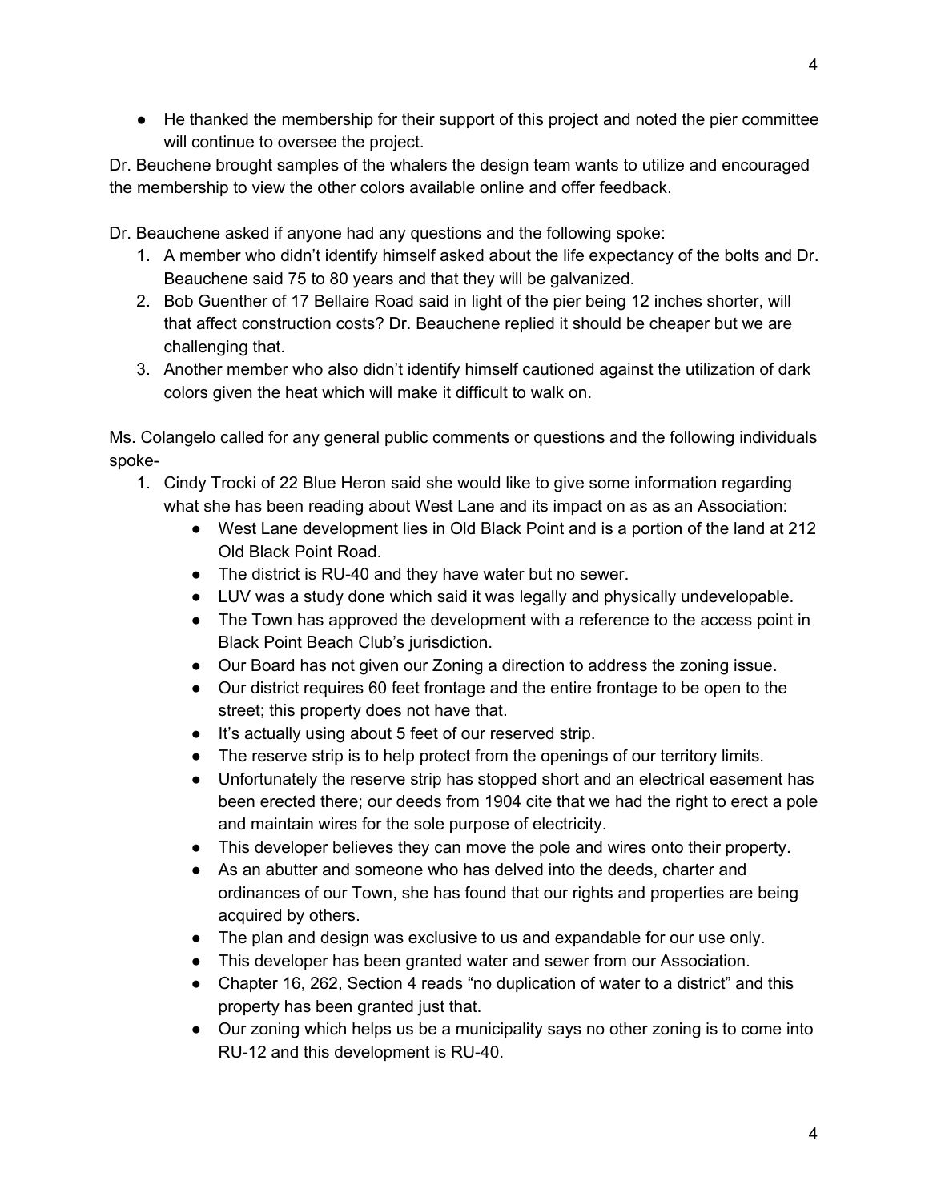- He thanked the membership for their support of this project and noted the pier committee will continue to oversee the project.

Dr. Beuchene brought samples of the whalers the design team wants to utilize and encouraged the membership to view the other colors available online and offer feedback.

Dr. Beauchene asked if anyone had any questions and the following spoke:

1. A member who didn't identify himself asked about the life expectancy of the bolts and Dr. Beauchene said 75 to 80 years and that they will be galvanized.
2. Bob Guenther of 17 Bellaire Road said in light of the pier being 12 inches shorter, will that affect construction costs? Dr. Beauchene replied it should be cheaper but we are challenging that.
3. Another member who also didn't identify himself cautioned against the utilization of dark colors given the heat which will make it difficult to walk on.

Ms. Colangelo called for any general public comments or questions and the following individuals spoke-

1. Cindy Trocki of 22 Blue Heron said she would like to give some information regarding what she has been reading about West Lane and its impact on as as an Association:
   - West Lane development lies in Old Black Point and is a portion of the land at 212 Old Black Point Road.
   - The district is RU-40 and they have water but no sewer.
   - LUV was a study done which said it was legally and physically undevelopable.
   - The Town has approved the development with a reference to the access point in Black Point Beach Club's jurisdiction.
   - Our Board has not given our Zoning a direction to address the zoning issue.
   - Our district requires 60 feet frontage and the entire frontage to be open to the street; this property does not have that.
   - It's actually using about 5 feet of our reserved strip.
   - The reserve strip is to help protect from the openings of our territory limits.
   - Unfortunately the reserve strip has stopped short and an electrical easement has been erected there; our deeds from 1904 cite that we had the right to erect a pole and maintain wires for the sole purpose of electricity.
   - This developer believes they can move the pole and wires onto their property.
   - As an abutter and someone who has delved into the deeds, charter and ordinances of our Town, she has found that our rights and properties are being acquired by others.
   - The plan and design was exclusive to us and expandable for our use only.
   - This developer has been granted water and sewer from our Association.
   - Chapter 16, 262, Section 4 reads "no duplication of water to a district" and this property has been granted just that.
   - Our zoning which helps us be a municipality says no other zoning is to come into RU-12 and this development is RU-40.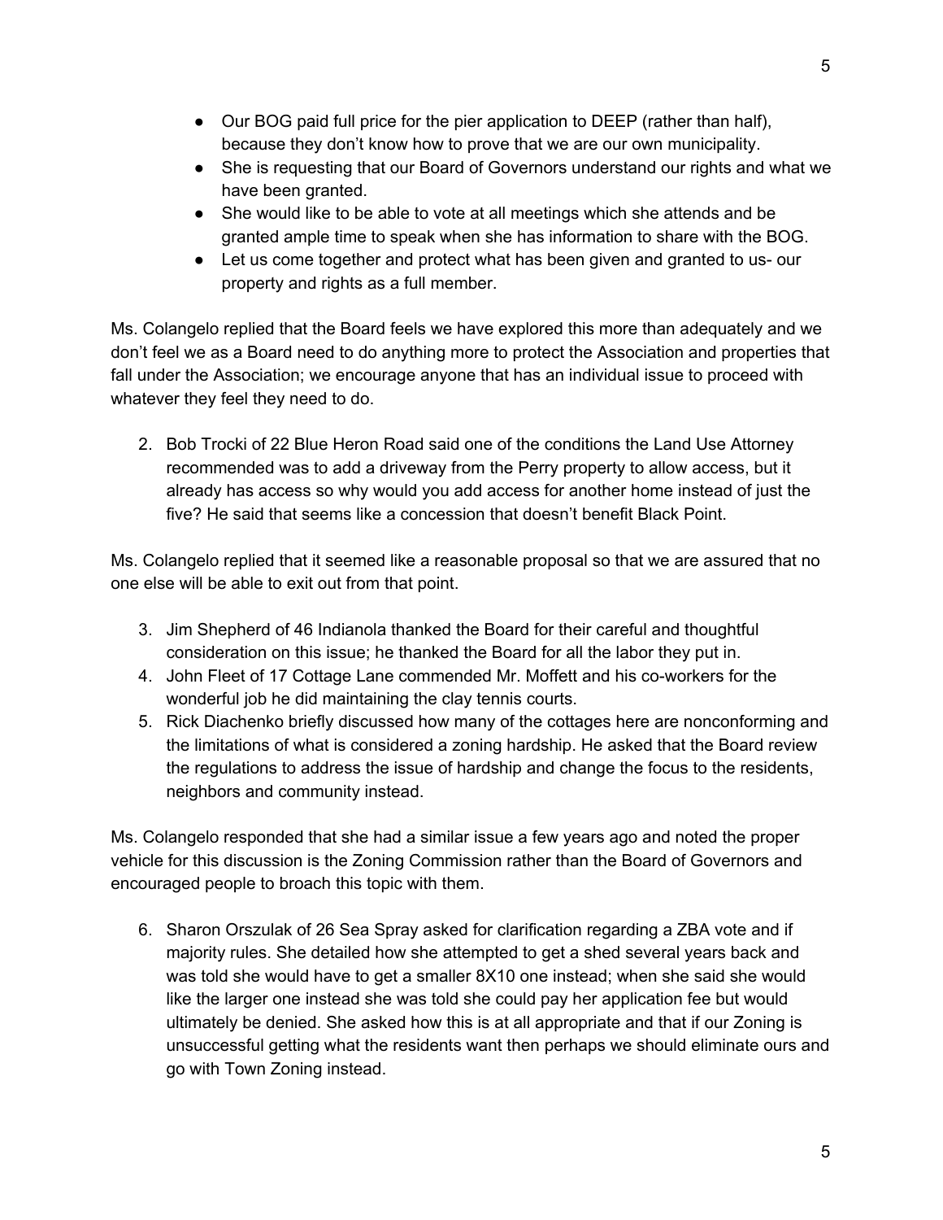- Our BOG paid full price for the pier application to DEEP (rather than half), because they don't know how to prove that we are our own municipality.
- She is requesting that our Board of Governors understand our rights and what we have been granted.
- She would like to be able to vote at all meetings which she attends and be granted ample time to speak when she has information to share with the BOG.
- Let us come together and protect what has been given and granted to us- our property and rights as a full member.

Ms. Colangelo replied that the Board feels we have explored this more than adequately and we don't feel we as a Board need to do anything more to protect the Association and properties that fall under the Association; we encourage anyone that has an individual issue to proceed with whatever they feel they need to do.

2. Bob Trocki of 22 Blue Heron Road said one of the conditions the Land Use Attorney recommended was to add a driveway from the Perry property to allow access, but it already has access so why would you add access for another home instead of just the five? He said that seems like a concession that doesn't benefit Black Point.

Ms. Colangelo replied that it seemed like a reasonable proposal so that we are assured that no one else will be able to exit out from that point.

3. Jim Shepherd of 46 Indianola thanked the Board for their careful and thoughtful consideration on this issue; he thanked the Board for all the labor they put in.
4. John Fleet of 17 Cottage Lane commended Mr. Moffett and his co-workers for the wonderful job he did maintaining the clay tennis courts.
5. Rick Diachenko briefly discussed how many of the cottages here are nonconforming and the limitations of what is considered a zoning hardship. He asked that the Board review the regulations to address the issue of hardship and change the focus to the residents, neighbors and community instead.

Ms. Colangelo responded that she had a similar issue a few years ago and noted the proper vehicle for this discussion is the Zoning Commission rather than the Board of Governors and encouraged people to broach this topic with them.

6. Sharon Orszulak of 26 Sea Spray asked for clarification regarding a ZBA vote and if majority rules. She detailed how she attempted to get a shed several years back and was told she would have to get a smaller 8X10 one instead; when she said she would like the larger one instead she was told she could pay her application fee but would ultimately be denied. She asked how this is at all appropriate and that if our Zoning is unsuccessful getting what the residents want then perhaps we should eliminate ours and go with Town Zoning instead.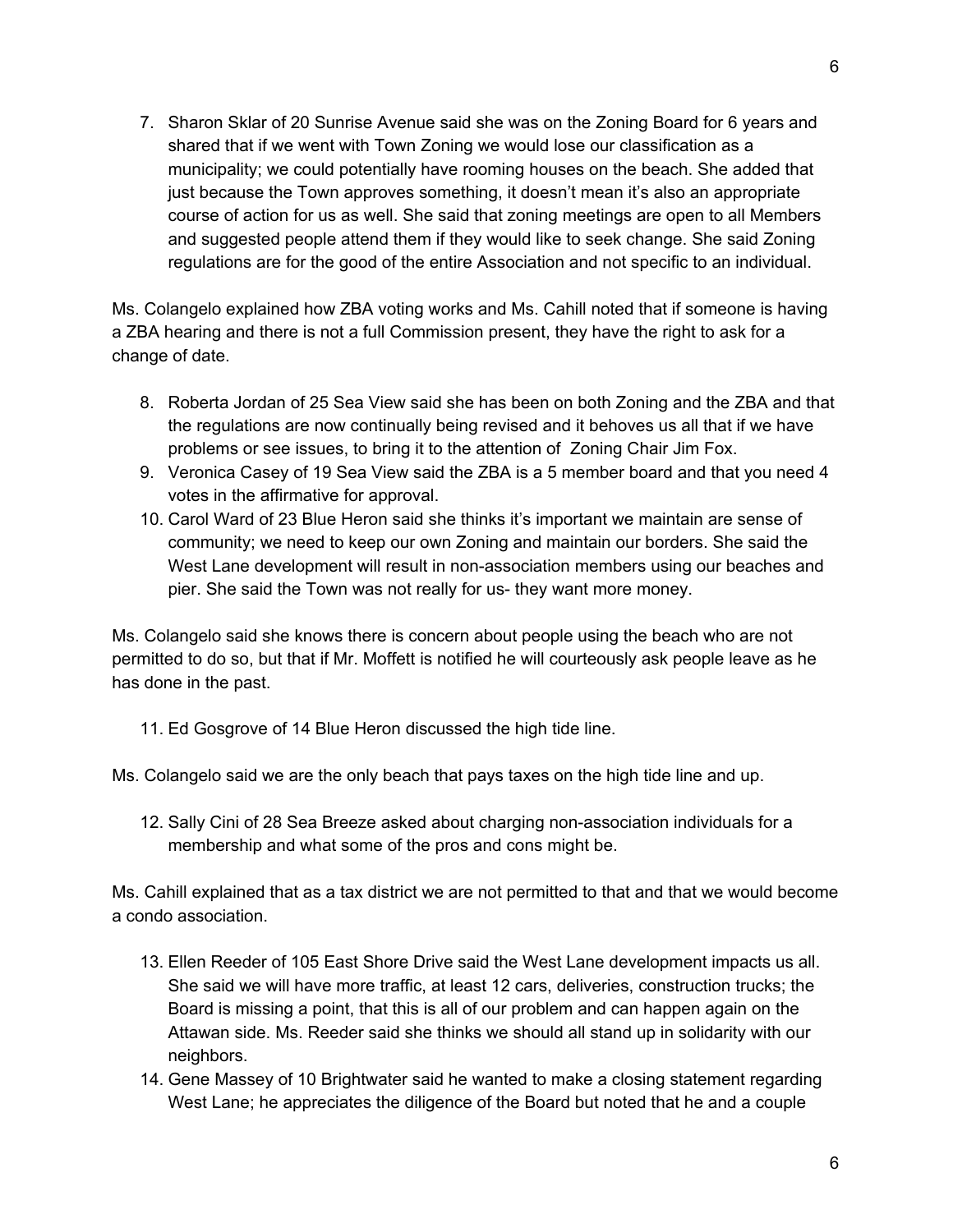7. Sharon Sklar of 20 Sunrise Avenue said she was on the Zoning Board for 6 years and shared that if we went with Town Zoning we would lose our classification as a municipality; we could potentially have rooming houses on the beach. She added that just because the Town approves something, it doesn't mean it's also an appropriate course of action for us as well. She said that zoning meetings are open to all Members and suggested people attend them if they would like to seek change. She said Zoning regulations are for the good of the entire Association and not specific to an individual.

Ms. Colangelo explained how ZBA voting works and Ms. Cahill noted that if someone is having a ZBA hearing and there is not a full Commission present, they have the right to ask for a change of date.

8. Roberta Jordan of 25 Sea View said she has been on both Zoning and the ZBA and that the regulations are now continually being revised and it behoves us all that if we have problems or see issues, to bring it to the attention of Zoning Chair Jim Fox.
9. Veronica Casey of 19 Sea View said the ZBA is a 5 member board and that you need 4 votes in the affirmative for approval.
10. Carol Ward of 23 Blue Heron said she thinks it's important we maintain are sense of community; we need to keep our own Zoning and maintain our borders. She said the West Lane development will result in non-association members using our beaches and pier. She said the Town was not really for us- they want more money.

Ms. Colangelo said she knows there is concern about people using the beach who are not permitted to do so, but that if Mr. Moffett is notified he will courteously ask people leave as he has done in the past.

11. Ed Gosgrove of 14 Blue Heron discussed the high tide line.

Ms. Colangelo said we are the only beach that pays taxes on the high tide line and up.

12. Sally Cini of 28 Sea Breeze asked about charging non-association individuals for a membership and what some of the pros and cons might be.

Ms. Cahill explained that as a tax district we are not permitted to that and that we would become a condo association.

13. Ellen Reeder of 105 East Shore Drive said the West Lane development impacts us all. She said we will have more traffic, at least 12 cars, deliveries, construction trucks; the Board is missing a point, that this is all of our problem and can happen again on the Attawan side. Ms. Reeder said she thinks we should all stand up in solidarity with our neighbors.
14. Gene Massey of 10 Brightwater said he wanted to make a closing statement regarding West Lane; he appreciates the diligence of the Board but noted that he and a couple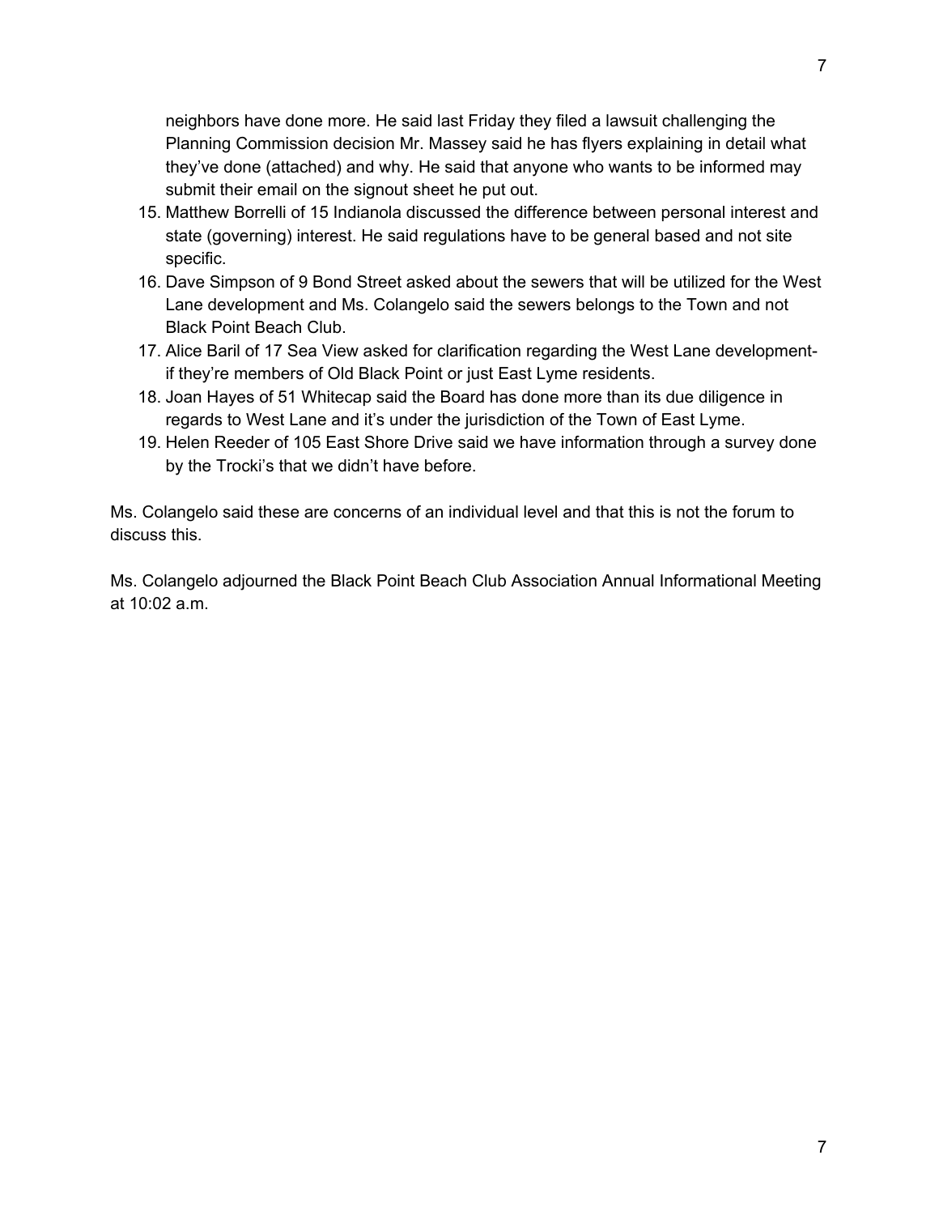neighbors have done more. He said last Friday they filed a lawsuit challenging the Planning Commission decision Mr. Massey said he has flyers explaining in detail what they've done (attached) and why. He said that anyone who wants to be informed may submit their email on the signout sheet he put out.

15. Matthew Borrelli of 15 Indianola discussed the difference between personal interest and state (governing) interest. He said regulations have to be general based and not site specific.
16. Dave Simpson of 9 Bond Street asked about the sewers that will be utilized for the West Lane development and Ms. Colangelo said the sewers belongs to the Town and not Black Point Beach Club.
17. Alice Baril of 17 Sea View asked for clarification regarding the West Lane development- if they're members of Old Black Point or just East Lyme residents.
18. Joan Hayes of 51 Whitecap said the Board has done more than its due diligence in regards to West Lane and it's under the jurisdiction of the Town of East Lyme.
19. Helen Reeder of 105 East Shore Drive said we have information through a survey done by the Trocki's that we didn't have before.

Ms. Colangelo said these are concerns of an individual level and that this is not the forum to discuss this.

Ms. Colangelo adjourned the Black Point Beach Club Association Annual Informational Meeting at 10:02 a.m.